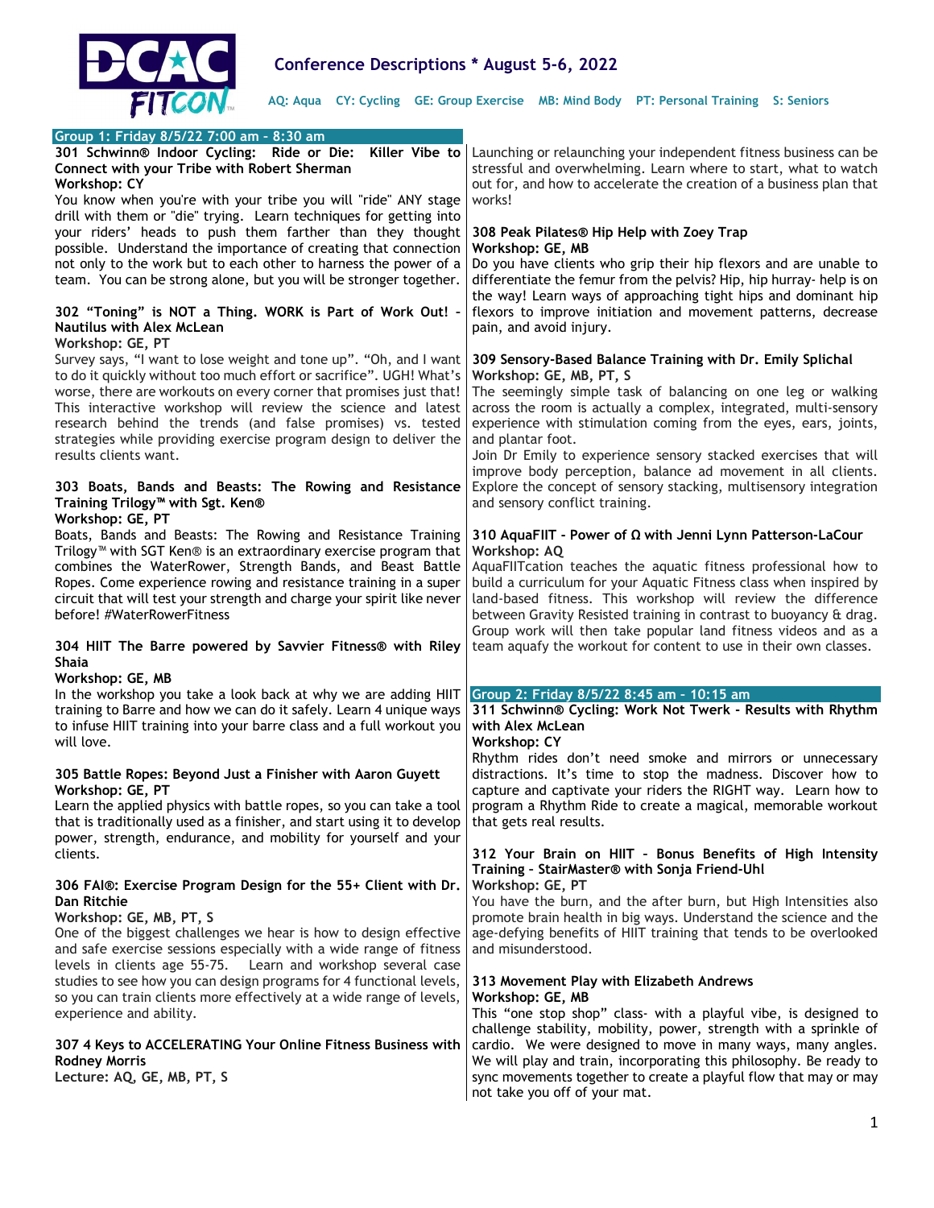# Conference Descriptions * August 5-6, 2022

AQ: Aqua CY: Cycling GE: Group Exercise MB: Mind Body PT: Personal Training S: Seniors

## Group 1: Friday 8/5/22 7:00 am - 8:30 am

**301 Schwinn® Indoor Cycling: Ride or Die: Killer Vibe to Connect with your Tribe with Robert Sherman**
**Workshop: CY**
You know when you're with your tribe you will "ride" ANY stage drill with them or "die" trying. Learn techniques for getting into your riders' heads to push them farther than they thought possible. Understand the importance of creating that connection not only to the work but to each other to harness the power of a team. You can be strong alone, but you will be stronger together.

**302 "Toning" is NOT a Thing. WORK is Part of Work Out! - Nautilus with Alex McLean**
**Workshop: GE, PT**
Survey says, "I want to lose weight and tone up". "Oh, and I want to do it quickly without too much effort or sacrifice". UGH! What's worse, there are workouts on every corner that promises just that! This interactive workshop will review the science and latest research behind the trends (and false promises) vs. tested strategies while providing exercise program design to deliver the results clients want.

**303 Boats, Bands and Beasts: The Rowing and Resistance Training Trilogy™ with Sgt. Ken®**
**Workshop: GE, PT**
Boats, Bands and Beasts: The Rowing and Resistance Training Trilogy™ with SGT Ken® is an extraordinary exercise program that combines the WaterRower, Strength Bands, and Beast Battle Ropes. Come experience rowing and resistance training in a super circuit that will test your strength and charge your spirit like never before! #WaterRowerFitness

**304 HIIT The Barre powered by Savvier Fitness® with Riley Shaia**
**Workshop: GE, MB**
In the workshop you take a look back at why we are adding HIIT training to Barre and how we can do it safely. Learn 4 unique ways to infuse HIIT training into your barre class and a full workout you will love.

**305 Battle Ropes: Beyond Just a Finisher with Aaron Guyett**
**Workshop: GE, PT**
Learn the applied physics with battle ropes, so you can take a tool that is traditionally used as a finisher, and start using it to develop power, strength, endurance, and mobility for yourself and your clients.

**306 FAI®: Exercise Program Design for the 55+ Client with Dr. Dan Ritchie**
**Workshop: GE, MB, PT, S**
One of the biggest challenges we hear is how to design effective and safe exercise sessions especially with a wide range of fitness levels in clients age 55-75. Learn and workshop several case studies to see how you can design programs for 4 functional levels, so you can train clients more effectively at a wide range of levels, experience and ability.

**307 4 Keys to ACCELERATING Your Online Fitness Business with Rodney Morris**
**Lecture: AQ, GE, MB, PT, S**
Launching or relaunching your independent fitness business can be stressful and overwhelming. Learn where to start, what to watch out for, and how to accelerate the creation of a business plan that works!

**308 Peak Pilates® Hip Help with Zoey Trap**
**Workshop: GE, MB**
Do you have clients who grip their hip flexors and are unable to differentiate the femur from the pelvis? Hip, hip hurray- help is on the way! Learn ways of approaching tight hips and dominant hip flexors to improve initiation and movement patterns, decrease pain, and avoid injury.

**309 Sensory-Based Balance Training with Dr. Emily Splichal**
**Workshop: GE, MB, PT, S**
The seemingly simple task of balancing on one leg or walking across the room is actually a complex, integrated, multi-sensory experience with stimulation coming from the eyes, ears, joints, and plantar foot.
Join Dr Emily to experience sensory stacked exercises that will improve body perception, balance ad movement in all clients. Explore the concept of sensory stacking, multisensory integration and sensory conflict training.

**310 AquaFIIT - Power of Ω with Jenni Lynn Patterson-LaCour**
**Workshop: AQ**
AquaFIITcation teaches the aquatic fitness professional how to build a curriculum for your Aquatic Fitness class when inspired by land-based fitness. This workshop will review the difference between Gravity Resisted training in contrast to buoyancy & drag. Group work will then take popular land fitness videos and as a team aquafy the workout for content to use in their own classes.

## Group 2: Friday 8/5/22 8:45 am - 10:15 am

**311 Schwinn® Cycling: Work Not Twerk - Results with Rhythm with Alex McLean**
**Workshop: CY**
Rhythm rides don't need smoke and mirrors or unnecessary distractions. It's time to stop the madness. Discover how to capture and captivate your riders the RIGHT way. Learn how to program a Rhythm Ride to create a magical, memorable workout that gets real results.

**312 Your Brain on HIIT – Bonus Benefits of High Intensity Training – StairMaster® with Sonja Friend-Uhl**
**Workshop: GE, PT**
You have the burn, and the after burn, but High Intensities also promote brain health in big ways. Understand the science and the age-defying benefits of HIIT training that tends to be overlooked and misunderstood.

**313 Movement Play with Elizabeth Andrews**
**Workshop: GE, MB**
This "one stop shop" class- with a playful vibe, is designed to challenge stability, mobility, power, strength with a sprinkle of cardio. We were designed to move in many ways, many angles. We will play and train, incorporating this philosophy. Be ready to sync movements together to create a playful flow that may or may not take you off of your mat.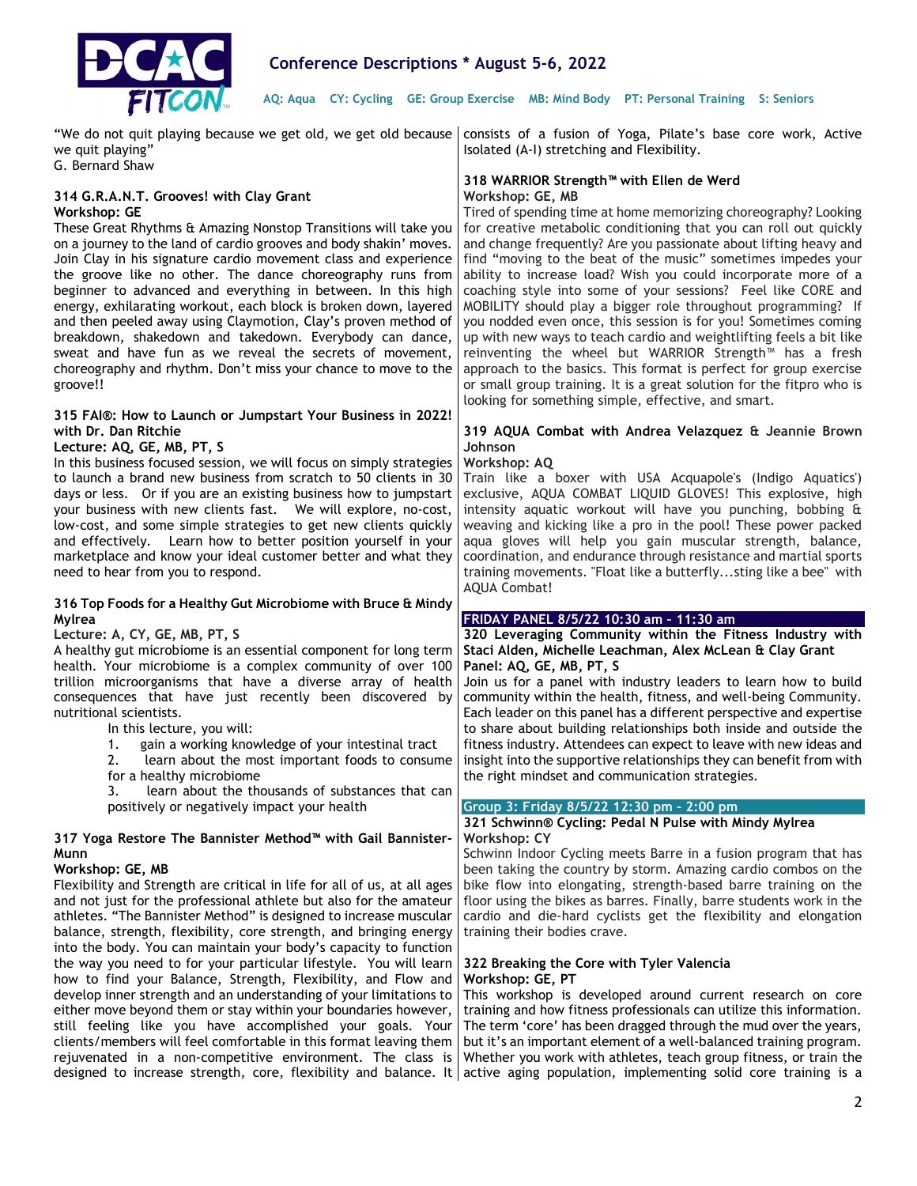"We do not quit playing because we get old, we get old because we quit playing"
G. Bernard Shaw

### 314 G.R.A.N.T. Grooves! with Clay Grant
**Workshop: GE**

These Great Rhythms & Amazing Nonstop Transitions will take you on a journey to the land of cardio grooves and body shakin' moves. Join Clay in his signature cardio movement class and experience the groove like no other. The dance choreography runs from beginner to advanced and everything in between. In this high energy, exhilarating workout, each block is broken down, layered and then peeled away using Claymotion, Clay's proven method of breakdown, shakedown and takedown. Everybody can dance, sweat and have fun as we reveal the secrets of movement, choreography and rhythm. Don't miss your chance to move to the groove!!

### 315 FAI®: How to Launch or Jumpstart Your Business in 2022! with Dr. Dan Ritchie
**Lecture: AQ, GE, MB, PT, S**

In this business focused session, we will focus on simply strategies to launch a brand new business from scratch to 50 clients in 30 days or less. Or if you are an existing business how to jumpstart your business with new clients fast. We will explore, no-cost, low-cost, and some simple strategies to get new clients quickly and effectively. Learn how to better position yourself in your marketplace and know your ideal customer better and what they need to hear from you to respond.

### 316 Top Foods for a Healthy Gut Microbiome with Bruce & Mindy Mylrea
**Lecture: A, CY, GE, MB, PT, S**

A healthy gut microbiome is an essential component for long term health. Your microbiome is a complex community of over 100 trillion microorganisms that have a diverse array of health consequences that have just recently been discovered by nutritional scientists.

In this lecture, you will:

1. gain a working knowledge of your intestinal tract
2. learn about the most important foods to consume for a healthy microbiome
3. learn about the thousands of substances that can positively or negatively impact your health

### 317 Yoga Restore The Bannister Method™ with Gail Bannister-Munn
**Workshop: GE, MB**

Flexibility and Strength are critical in life for all of us, at all ages and not just for the professional athlete but also for the amateur athletes. "The Bannister Method" is designed to increase muscular balance, strength, flexibility, core strength, and bringing energy into the body. You can maintain your body's capacity to function the way you need to for your particular lifestyle. You will learn how to find your Balance, Strength, Flexibility, and Flow and develop inner strength and an understanding of your limitations to either move beyond them or stay within your boundaries however, still feeling like you have accomplished your goals. Your clients/members will feel comfortable in this format leaving them rejuvenated in a non-competitive environment. The class is designed to increase strength, core, flexibility and balance. It consists of a fusion of Yoga, Pilate's base core work, Active Isolated (A-I) stretching and Flexibility.

### 318 WARRIOR Strength™ with Ellen de Werd
**Workshop: GE, MB**

Tired of spending time at home memorizing choreography? Looking for creative metabolic conditioning that you can roll out quickly and change frequently? Are you passionate about lifting heavy and find "moving to the beat of the music" sometimes impedes your ability to increase load? Wish you could incorporate more of a coaching style into some of your sessions? Feel like CORE and MOBILITY should play a bigger role throughout programming? If you nodded even once, this session is for you! Sometimes coming up with new ways to teach cardio and weightlifting feels a bit like reinventing the wheel but WARRIOR Strength™ has a fresh approach to the basics. This format is perfect for group exercise or small group training. It is a great solution for the fitpro who is looking for something simple, effective, and smart.

### 319 AQUA Combat with Andrea Velazquez & Jeannie Brown Johnson
**Workshop: AQ**

Train like a boxer with USA Acquapole's (Indigo Aquatics') exclusive, AQUA COMBAT LIQUID GLOVES! This explosive, high intensity aquatic workout will have you punching, bobbing & weaving and kicking like a pro in the pool! These power packed aqua gloves will help you gain muscular strength, balance, coordination, and endurance through resistance and martial sports training movements. "Float like a butterfly...sting like a bee" with AQUA Combat!

## FRIDAY PANEL 8/5/22 10:30 am - 11:30 am

### 320 Leveraging Community within the Fitness Industry with Staci Alden, Michelle Leachman, Alex McLean & Clay Grant
**Panel: AQ, GE, MB, PT, S**

Join us for a panel with industry leaders to learn how to build community within the health, fitness, and well-being Community. Each leader on this panel has a different perspective and expertise to share about building relationships both inside and outside the fitness industry. Attendees can expect to leave with new ideas and insight into the supportive relationships they can benefit from with the right mindset and communication strategies.

## Group 3: Friday 8/5/22 12:30 pm - 2:00 pm

### 321 Schwinn® Cycling: Pedal N Pulse with Mindy Mylrea
**Workshop: CY**

Schwinn Indoor Cycling meets Barre in a fusion program that has been taking the country by storm. Amazing cardio combos on the bike flow into elongating, strength-based barre training on the floor using the bikes as barres. Finally, barre students work in the cardio and die-hard cyclists get the flexibility and elongation training their bodies crave.

### 322 Breaking the Core with Tyler Valencia
**Workshop: GE, PT**

This workshop is developed around current research on core training and how fitness professionals can utilize this information. The term 'core' has been dragged through the mud over the years, but it's an important element of a well-balanced training program. Whether you work with athletes, teach group fitness, or train the active aging population, implementing solid core training is a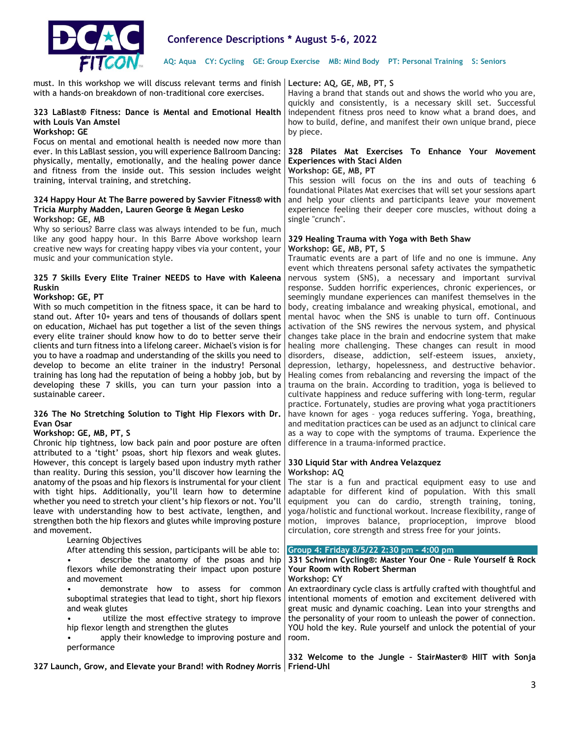must. In this workshop we will discuss relevant terms and finish with a hands-on breakdown of non-traditional core exercises.

**323 LaBlast® Fitness: Dance is Mental and Emotional Health with Louis Van Amstel**
**Workshop: GE**
Focus on mental and emotional health is needed now more than ever. In this LaBlast session, you will experience Ballroom Dancing: physically, mentally, emotionally, and the healing power dance and fitness from the inside out. This session includes weight training, interval training, and stretching.

**324 Happy Hour At The Barre powered by Savvier Fitness® with Tricia Murphy Madden, Lauren George & Megan Lesko**
**Workshop: GE, MB**
Why so serious? Barre class was always intended to be fun, much like any good happy hour. In this Barre Above workshop learn creative new ways for creating happy vibes via your content, your music and your communication style.

**325 7 Skills Every Elite Trainer NEEDS to Have with Kaleena Ruskin**
**Workshop: GE, PT**
With so much competition in the fitness space, it can be hard to stand out. After 10+ years and tens of thousands of dollars spent on education, Michael has put together a list of the seven things every elite trainer should know how to do to better serve their clients and turn fitness into a lifelong career. Michael's vision is for you to have a roadmap and understanding of the skills you need to develop to become an elite trainer in the industry! Personal training has long had the reputation of being a hobby job, but by developing these 7 skills, you can turn your passion into a sustainable career.

**326 The No Stretching Solution to Tight Hip Flexors with Dr. Evan Osar**
**Workshop: GE, MB, PT, S**
Chronic hip tightness, low back pain and poor posture are often attributed to a 'tight' psoas, short hip flexors and weak glutes. However, this concept is largely based upon industry myth rather than reality. During this session, you'll discover how learning the anatomy of the psoas and hip flexors is instrumental for your client with tight hips. Additionally, you'll learn how to determine whether you need to stretch your client's hip flexors or not. You'll leave with understanding how to best activate, lengthen, and strengthen both the hip flexors and glutes while improving posture and movement.

Learning Objectives
After attending this session, participants will be able to:

- describe the anatomy of the psoas and hip flexors while demonstrating their impact upon posture and movement
- demonstrate how to assess for common suboptimal strategies that lead to tight, short hip flexors and weak glutes
- utilize the most effective strategy to improve hip flexor length and strengthen the glutes
- apply their knowledge to improving posture and performance

**327 Launch, Grow, and Elevate your Brand! with Rodney Morris**
**Lecture: AQ, GE, MB, PT, S**
Having a brand that stands out and shows the world who you are, quickly and consistently, is a necessary skill set. Successful independent fitness pros need to know what a brand does, and how to build, define, and manifest their own unique brand, piece by piece.

**328 Pilates Mat Exercises To Enhance Your Movement Experiences with Staci Alden**
**Workshop: GE, MB, PT**
This session will focus on the ins and outs of teaching 6 foundational Pilates Mat exercises that will set your sessions apart and help your clients and participants leave your movement experience feeling their deeper core muscles, without doing a single "crunch".

**329 Healing Trauma with Yoga with Beth Shaw**
**Workshop: GE, MB, PT, S**
Traumatic events are a part of life and no one is immune. Any event which threatens personal safety activates the sympathetic nervous system (SNS), a necessary and important survival response. Sudden horrific experiences, chronic experiences, or seemingly mundane experiences can manifest themselves in the body, creating imbalance and wreaking physical, emotional, and mental havoc when the SNS is unable to turn off. Continuous activation of the SNS rewires the nervous system, and physical changes take place in the brain and endocrine system that make healing more challenging. These changes can result in mood disorders, disease, addiction, self-esteem issues, anxiety, depression, lethargy, hopelessness, and destructive behavior. Healing comes from rebalancing and reversing the impact of the trauma on the brain. According to tradition, yoga is believed to cultivate happiness and reduce suffering with long-term, regular practice. Fortunately, studies are proving what yoga practitioners have known for ages – yoga reduces suffering. Yoga, breathing, and meditation practices can be used as an adjunct to clinical care as a way to cope with the symptoms of trauma. Experience the difference in a trauma-informed practice.

**330 Liquid Star with Andrea Velazquez**
**Workshop: AQ**
The star is a fun and practical equipment easy to use and adaptable for different kind of population. With this small equipment you can do cardio, strength training, toning, yoga/holistic and functional workout. Increase flexibility, range of motion, improves balance, proprioception, improve blood circulation, core strength and stress free for your joints.

## Group 4: Friday 8/5/22 2:30 pm - 4:00 pm

**331 Schwinn Cycling®: Master Your One - Rule Yourself & Rock Your Room with Robert Sherman**
**Workshop: CY**
An extraordinary cycle class is artfully crafted with thoughtful and intentional moments of emotion and excitement delivered with great music and dynamic coaching. Lean into your strengths and the personality of your room to unleash the power of connection. YOU hold the key. Rule yourself and unlock the potential of your room.

**332 Welcome to the Jungle – StairMaster® HIIT with Sonja Friend-Uhl**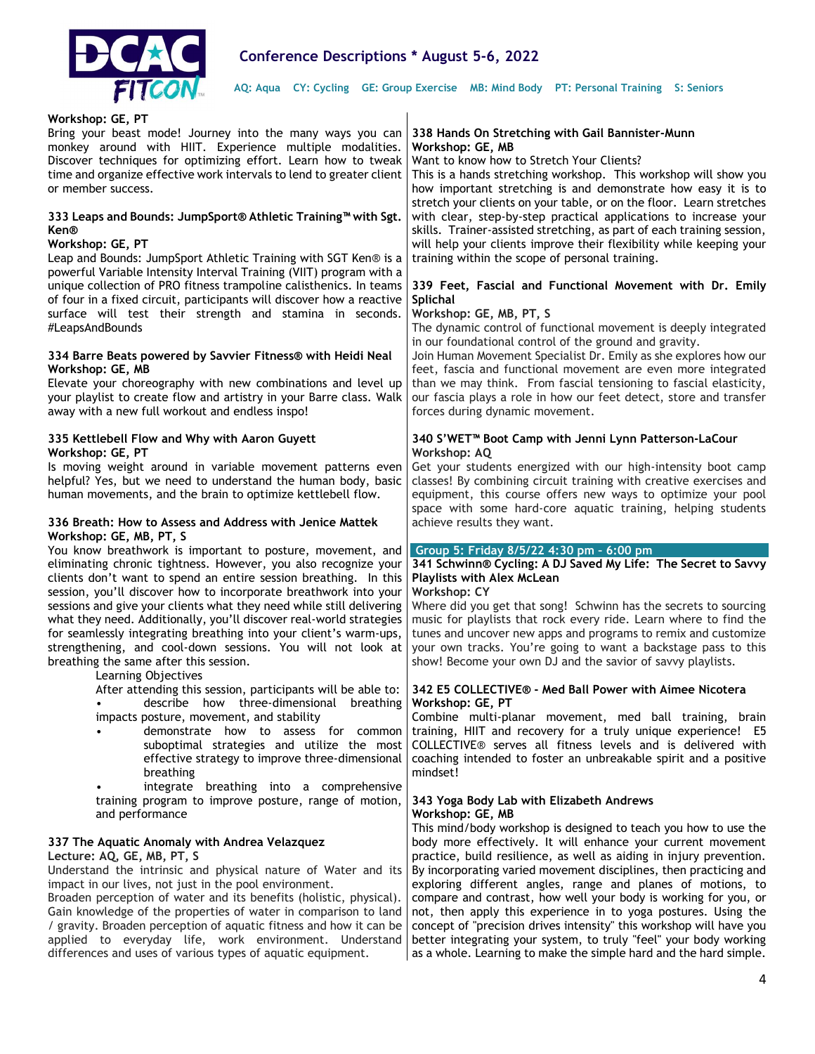Workshop: GE, PT

Bring your beast mode! Journey into the many ways you can monkey around with HIIT. Experience multiple modalities. Discover techniques for optimizing effort. Learn how to tweak time and organize effective work intervals to lend to greater client or member success.

### 333 Leaps and Bounds: JumpSport® Athletic Training™ with Sgt. Ken®

**Workshop: GE, PT**

Leap and Bounds: JumpSport Athletic Training with SGT Ken® is a powerful Variable Intensity Interval Training (VIIT) program with a unique collection of PRO fitness trampoline calisthenics. In teams of four in a fixed circuit, participants will discover how a reactive surface will test their strength and stamina in seconds. #LeapsAndBounds

### 334 Barre Beats powered by Savvier Fitness® with Heidi Neal

**Workshop: GE, MB**

Elevate your choreography with new combinations and level up your playlist to create flow and artistry in your Barre class. Walk away with a new full workout and endless inspo!

### 335 Kettlebell Flow and Why with Aaron Guyett

**Workshop: GE, PT**

Is moving weight around in variable movement patterns even helpful? Yes, but we need to understand the human body, basic human movements, and the brain to optimize kettlebell flow.

### 336 Breath: How to Assess and Address with Jenice Mattek

**Workshop: GE, MB, PT, S**

You know breathwork is important to posture, movement, and eliminating chronic tightness. However, you also recognize your clients don't want to spend an entire session breathing. In this session, you'll discover how to incorporate breathwork into your sessions and give your clients what they need while still delivering what they need. Additionally, you'll discover real-world strategies for seamlessly integrating breathing into your client's warm-ups, strengthening, and cool-down sessions. You will not look at breathing the same after this session.

Learning Objectives

After attending this session, participants will be able to:

- describe how three-dimensional breathing impacts posture, movement, and stability
- demonstrate how to assess for common suboptimal strategies and utilize the most effective strategy to improve three-dimensional breathing
- integrate breathing into a comprehensive training program to improve posture, range of motion, and performance

### 337 The Aquatic Anomaly with Andrea Velazquez

**Lecture: AQ, GE, MB, PT, S**

Understand the intrinsic and physical nature of Water and its impact in our lives, not just in the pool environment.
Broaden perception of water and its benefits (holistic, physical). Gain knowledge of the properties of water in comparison to land / gravity. Broaden perception of aquatic fitness and how it can be applied to everyday life, work environment. Understand differences and uses of various types of aquatic equipment.

### 338 Hands On Stretching with Gail Bannister-Munn

**Workshop: GE, MB**

Want to know how to Stretch Your Clients?
This is a hands stretching workshop. This workshop will show you how important stretching is and demonstrate how easy it is to stretch your clients on your table, or on the floor. Learn stretches with clear, step-by-step practical applications to increase your skills. Trainer-assisted stretching, as part of each training session, will help your clients improve their flexibility while keeping your training within the scope of personal training.

### 339 Feet, Fascial and Functional Movement with Dr. Emily Splichal

**Workshop: GE, MB, PT, S**

The dynamic control of functional movement is deeply integrated in our foundational control of the ground and gravity.
Join Human Movement Specialist Dr. Emily as she explores how our feet, fascia and functional movement are even more integrated than we may think. From fascial tensioning to fascial elasticity, our fascia plays a role in how our feet detect, store and transfer forces during dynamic movement.

### 340 S'WET™ Boot Camp with Jenni Lynn Patterson-LaCour

**Workshop: AQ**

Get your students energized with our high-intensity boot camp classes! By combining circuit training with creative exercises and equipment, this course offers new ways to optimize your pool space with some hard-core aquatic training, helping students achieve results they want.

## Group 5: Friday 8/5/22 4:30 pm - 6:00 pm

### 341 Schwinn® Cycling: A DJ Saved My Life: The Secret to Savvy Playlists with Alex McLean

**Workshop: CY**

Where did you get that song! Schwinn has the secrets to sourcing music for playlists that rock every ride. Learn where to find the tunes and uncover new apps and programs to remix and customize your own tracks. You're going to want a backstage pass to this show! Become your own DJ and the savior of savvy playlists.

### 342 E5 COLLECTIVE® - Med Ball Power with Aimee Nicotera

**Workshop: GE, PT**

Combine multi-planar movement, med ball training, brain training, HIIT and recovery for a truly unique experience! E5 COLLECTIVE® serves all fitness levels and is delivered with coaching intended to foster an unbreakable spirit and a positive mindset!

### 343 Yoga Body Lab with Elizabeth Andrews

**Workshop: GE, MB**

This mind/body workshop is designed to teach you how to use the body more effectively. It will enhance your current movement practice, build resilience, as well as aiding in injury prevention. By incorporating varied movement disciplines, then practicing and exploring different angles, range and planes of motions, to compare and contrast, how well your body is working for you, or not, then apply this experience in to yoga postures. Using the concept of "precision drives intensity" this workshop will have you better integrating your system, to truly "feel" your body working as a whole. Learning to make the simple hard and the hard simple.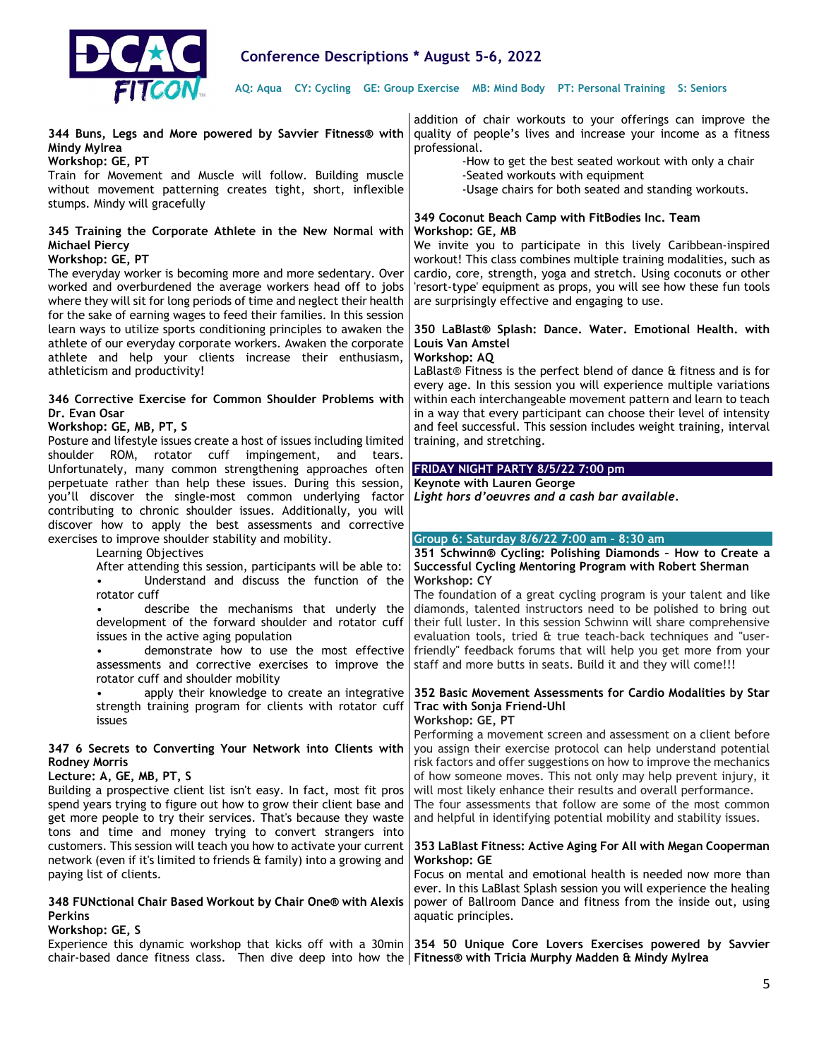344 Buns, Legs and More powered by Savvier Fitness® with Mindy Mylrea
**Workshop: GE, PT**
Train for Movement and Muscle will follow. Building muscle without movement patterning creates tight, short, inflexible stumps. Mindy will gracefully

**345 Training the Corporate Athlete in the New Normal with Michael Piercy**
**Workshop: GE, PT**
The everyday worker is becoming more and more sedentary. Over worked and overburdened the average workers head off to jobs where they will sit for long periods of time and neglect their health for the sake of earning wages to feed their families. In this session learn ways to utilize sports conditioning principles to awaken the athlete of our everyday corporate workers. Awaken the corporate athlete and help your clients increase their enthusiasm, athleticism and productivity!

**346 Corrective Exercise for Common Shoulder Problems with Dr. Evan Osar**
**Workshop: GE, MB, PT, S**
Posture and lifestyle issues create a host of issues including limited shoulder ROM, rotator cuff impingement, and tears. Unfortunately, many common strengthening approaches often perpetuate rather than help these issues. During this session, you'll discover the single-most common underlying factor contributing to chronic shoulder issues. Additionally, you will discover how to apply the best assessments and corrective exercises to improve shoulder stability and mobility.

Learning Objectives

After attending this session, participants will be able to:

- Understand and discuss the function of the rotator cuff
- describe the mechanisms that underly the development of the forward shoulder and rotator cuff issues in the active aging population
- demonstrate how to use the most effective assessments and corrective exercises to improve the rotator cuff and shoulder mobility
- apply their knowledge to create an integrative strength training program for clients with rotator cuff issues

**347 6 Secrets to Converting Your Network into Clients with Rodney Morris**
**Lecture: A, GE, MB, PT, S**
Building a prospective client list isn't easy. In fact, most fit pros spend years trying to figure out how to grow their client base and get more people to try their services. That's because they waste tons and time and money trying to convert strangers into customers. This session will teach you how to activate your current network (even if it's limited to friends & family) into a growing and paying list of clients.

**348 FUNctional Chair Based Workout by Chair One® with Alexis Perkins**
**Workshop: GE, S**
Experience this dynamic workshop that kicks off with a 30min chair-based dance fitness class. Then dive deep into how the addition of chair workouts to your offerings can improve the quality of people's lives and increase your income as a fitness professional.

-How to get the best seated workout with only a chair
-Seated workouts with equipment
-Usage chairs for both seated and standing workouts.

**349 Coconut Beach Camp with FitBodies Inc. Team**
**Workshop: GE, MB**
We invite you to participate in this lively Caribbean-inspired workout! This class combines multiple training modalities, such as cardio, core, strength, yoga and stretch. Using coconuts or other 'resort-type' equipment as props, you will see how these fun tools are surprisingly effective and engaging to use.

**350 LaBlast® Splash: Dance. Water. Emotional Health. with Louis Van Amstel**
**Workshop: AQ**
LaBlast® Fitness is the perfect blend of dance & fitness and is for every age. In this session you will experience multiple variations within each interchangeable movement pattern and learn to teach in a way that every participant can choose their level of intensity and feel successful. This session includes weight training, interval training, and stretching.

**FRIDAY NIGHT PARTY 8/5/22 7:00 pm**
**Keynote with Lauren George**
***Light hors d'oeuvres and a cash bar available.***

**Group 6: Saturday 8/6/22 7:00 am - 8:30 am**

**351 Schwinn® Cycling: Polishing Diamonds – How to Create a Successful Cycling Mentoring Program with Robert Sherman**
**Workshop: CY**
The foundation of a great cycling program is your talent and like diamonds, talented instructors need to be polished to bring out their full luster. In this session Schwinn will share comprehensive evaluation tools, tried & true teach-back techniques and "user-friendly" feedback forums that will help you get more from your staff and more butts in seats. Build it and they will come!!!

**352 Basic Movement Assessments for Cardio Modalities by Star Trac with Sonja Friend-Uhl**
**Workshop: GE, PT**
Performing a movement screen and assessment on a client before you assign their exercise protocol can help understand potential risk factors and offer suggestions on how to improve the mechanics of how someone moves. This not only may help prevent injury, it will most likely enhance their results and overall performance. The four assessments that follow are some of the most common and helpful in identifying potential mobility and stability issues.

**353 LaBlast Fitness: Active Aging For All with Megan Cooperman**
**Workshop: GE**
Focus on mental and emotional health is needed now more than ever. In this LaBlast Splash session you will experience the healing power of Ballroom Dance and fitness from the inside out, using aquatic principles.

**354 50 Unique Core Lovers Exercises powered by Savvier Fitness® with Tricia Murphy Madden & Mindy Mylrea**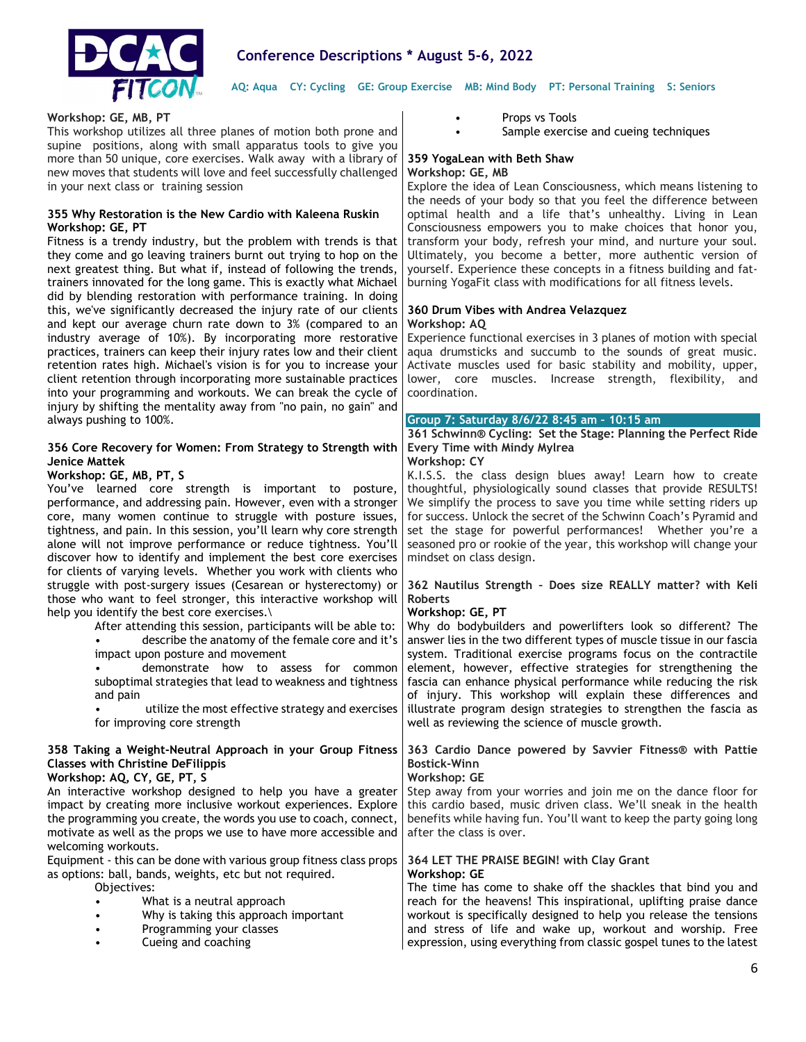Workshop: GE, MB, PT

This workshop utilizes all three planes of motion both prone and supine positions, along with small apparatus tools to give you more than 50 unique, core exercises. Walk away with a library of new moves that students will love and feel successfully challenged in your next class or training session

### 355 Why Restoration is the New Cardio with Kaleena Ruskin

**Workshop: GE, PT**

Fitness is a trendy industry, but the problem with trends is that they come and go leaving trainers burnt out trying to hop on the next greatest thing. But what if, instead of following the trends, trainers innovated for the long game. This is exactly what Michael did by blending restoration with performance training. In doing this, we've significantly decreased the injury rate of our clients and kept our average churn rate down to 3% (compared to an industry average of 10%). By incorporating more restorative practices, trainers can keep their injury rates low and their client retention rates high. Michael's vision is for you to increase your client retention through incorporating more sustainable practices into your programming and workouts. We can break the cycle of injury by shifting the mentality away from "no pain, no gain" and always pushing to 100%.

### 356 Core Recovery for Women: From Strategy to Strength with Jenice Mattek

**Workshop: GE, MB, PT, S**

You've learned core strength is important to posture, performance, and addressing pain. However, even with a stronger core, many women continue to struggle with posture issues, tightness, and pain. In this session, you'll learn why core strength alone will not improve performance or reduce tightness. You'll discover how to identify and implement the best core exercises for clients of varying levels. Whether you work with clients who struggle with post-surgery issues (Cesarean or hysterectomy) or those who want to feel stronger, this interactive workshop will help you identify the best core exercises.\

After attending this session, participants will be able to:

- describe the anatomy of the female core and it's impact upon posture and movement
- demonstrate how to assess for common suboptimal strategies that lead to weakness and tightness and pain
- utilize the most effective strategy and exercises for improving core strength

### 358 Taking a Weight-Neutral Approach in your Group Fitness Classes with Christine DeFilippis

**Workshop: AQ, CY, GE, PT, S**

An interactive workshop designed to help you have a greater impact by creating more inclusive workout experiences. Explore the programming you create, the words you use to coach, connect, motivate as well as the props we use to have more accessible and welcoming workouts.

Equipment - this can be done with various group fitness class props as options: ball, bands, weights, etc but not required.

Objectives:

- What is a neutral approach
- Why is taking this approach important
- Programming your classes
- Cueing and coaching
- Props vs Tools
- Sample exercise and cueing techniques

### 359 YogaLean with Beth Shaw

**Workshop: GE, MB**

Explore the idea of Lean Consciousness, which means listening to the needs of your body so that you feel the difference between optimal health and a life that's unhealthy. Living in Lean Consciousness empowers you to make choices that honor you, transform your body, refresh your mind, and nurture your soul. Ultimately, you become a better, more authentic version of yourself. Experience these concepts in a fitness building and fat-burning YogaFit class with modifications for all fitness levels.

### 360 Drum Vibes with Andrea Velazquez

**Workshop: AQ**

Experience functional exercises in 3 planes of motion with special aqua drumsticks and succumb to the sounds of great music. Activate muscles used for basic stability and mobility, upper, lower, core muscles. Increase strength, flexibility, and coordination.

## Group 7: Saturday 8/6/22 8:45 am - 10:15 am

### 361 Schwinn® Cycling: Set the Stage: Planning the Perfect Ride Every Time with Mindy Mylrea

**Workshop: CY**

K.I.S.S. the class design blues away! Learn how to create thoughtful, physiologically sound classes that provide RESULTS! We simplify the process to save you time while setting riders up for success. Unlock the secret of the Schwinn Coach's Pyramid and set the stage for powerful performances! Whether you're a seasoned pro or rookie of the year, this workshop will change your mindset on class design.

### 362 Nautilus Strength – Does size REALLY matter? with Keli Roberts

**Workshop: GE, PT**

Why do bodybuilders and powerlifters look so different? The answer lies in the two different types of muscle tissue in our fascia system. Traditional exercise programs focus on the contractile element, however, effective strategies for strengthening the fascia can enhance physical performance while reducing the risk of injury. This workshop will explain these differences and illustrate program design strategies to strengthen the fascia as well as reviewing the science of muscle growth.

### 363 Cardio Dance powered by Savvier Fitness® with Pattie Bostick-Winn

**Workshop: GE**

Step away from your worries and join me on the dance floor for this cardio based, music driven class. We'll sneak in the health benefits while having fun. You'll want to keep the party going long after the class is over.

### 364 LET THE PRAISE BEGIN! with Clay Grant

**Workshop: GE**

The time has come to shake off the shackles that bind you and reach for the heavens! This inspirational, uplifting praise dance workout is specifically designed to help you release the tensions and stress of life and wake up, workout and worship. Free expression, using everything from classic gospel tunes to the latest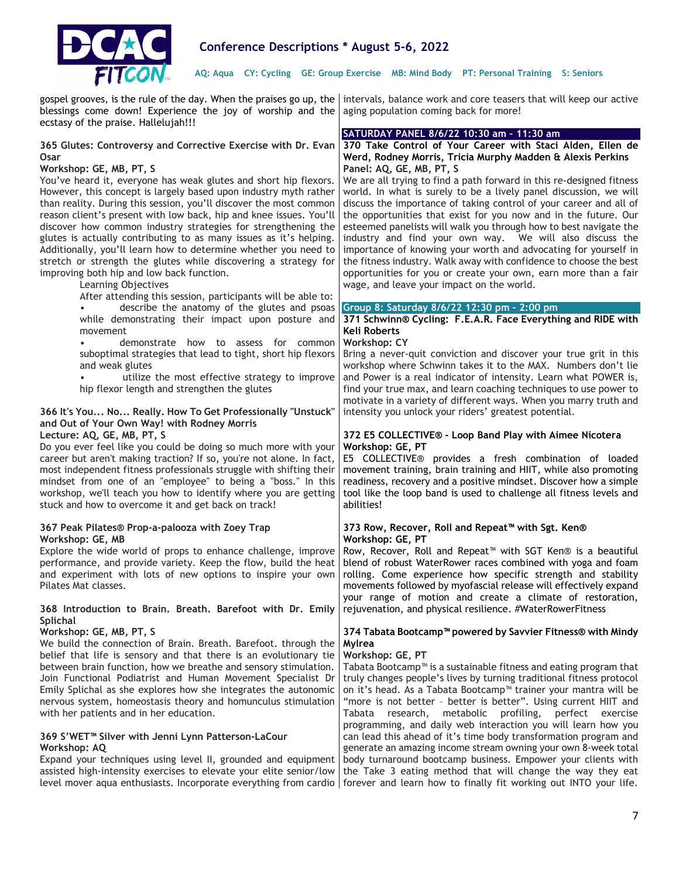gospel grooves, is the rule of the day. When the praises go up, the blessings come down! Experience the joy of worship and the ecstasy of the praise. Hallelujah!!!

**365 Glutes: Controversy and Corrective Exercise with Dr. Evan Osar**
**Workshop: GE, MB, PT, S**

You've heard it, everyone has weak glutes and short hip flexors. However, this concept is largely based upon industry myth rather than reality. During this session, you'll discover the most common reason client's present with low back, hip and knee issues. You'll discover how common industry strategies for strengthening the glutes is actually contributing to as many issues as it's helping. Additionally, you'll learn how to determine whether you need to stretch or strength the glutes while discovering a strategy for improving both hip and low back function.

Learning Objectives

After attending this session, participants will be able to:

- describe the anatomy of the glutes and psoas while demonstrating their impact upon posture and movement
- demonstrate how to assess for common suboptimal strategies that lead to tight, short hip flexors and weak glutes
- utilize the most effective strategy to improve hip flexor length and strengthen the glutes

**366 It's You... No... Really. How To Get Professionally "Unstuck" and Out of Your Own Way! with Rodney Morris**
**Lecture: AQ, GE, MB, PT, S**

Do you ever feel like you could be doing so much more with your career but aren't making traction? If so, you're not alone. In fact, most independent fitness professionals struggle with shifting their mindset from one of an "employee" to being a "boss." In this workshop, we'll teach you how to identify where you are getting stuck and how to overcome it and get back on track!

**367 Peak Pilates® Prop-a-palooza with Zoey Trap**
**Workshop: GE, MB**

Explore the wide world of props to enhance challenge, improve performance, and provide variety. Keep the flow, build the heat and experiment with lots of new options to inspire your own Pilates Mat classes.

**368 Introduction to Brain. Breath. Barefoot with Dr. Emily Splichal**
**Workshop: GE, MB, PT, S**

We build the connection of Brain. Breath. Barefoot. through the belief that life is sensory and that there is an evolutionary tie between brain function, how we breathe and sensory stimulation. Join Functional Podiatrist and Human Movement Specialist Dr Emily Splichal as she explores how she integrates the autonomic nervous system, homeostasis theory and homunculus stimulation with her patients and in her education.

**369 S'WET™ Silver with Jenni Lynn Patterson-LaCour**
**Workshop: AQ**

Expand your techniques using level II, grounded and equipment assisted high-intensity exercises to elevate your elite senior/low level mover aqua enthusiasts. Incorporate everything from cardio intervals, balance work and core teasers that will keep our active aging population coming back for more!

## SATURDAY PANEL 8/6/22 10:30 am - 11:30 am

**370 Take Control of Your Career with Staci Alden, Ellen de Werd, Rodney Morris, Tricia Murphy Madden & Alexis Perkins**
**Panel: AQ, GE, MB, PT, S**

We are all trying to find a path forward in this re-designed fitness world. In what is surely to be a lively panel discussion, we will discuss the importance of taking control of your career and all of the opportunities that exist for you now and in the future. Our esteemed panelists will walk you through how to best navigate the industry and find your own way. We will also discuss the importance of knowing your worth and advocating for yourself in the fitness industry. Walk away with confidence to choose the best opportunities for you or create your own, earn more than a fair wage, and leave your impact on the world.

## Group 8: Saturday 8/6/22 12:30 pm - 2:00 pm

**371 Schwinn® Cycling: F.E.A.R. Face Everything and RIDE with Keli Roberts**
**Workshop: CY**

Bring a never-quit conviction and discover your true grit in this workshop where Schwinn takes it to the MAX. Numbers don't lie and Power is a real indicator of intensity. Learn what POWER is, find your true max, and learn coaching techniques to use power to motivate in a variety of different ways. When you marry truth and intensity you unlock your riders' greatest potential.

**372 E5 COLLECTIVE® - Loop Band Play with Aimee Nicotera**
**Workshop: GE, PT**

E5 COLLECTIVE® provides a fresh combination of loaded movement training, brain training and HIIT, while also promoting readiness, recovery and a positive mindset. Discover how a simple tool like the loop band is used to challenge all fitness levels and abilities!

**373 Row, Recover, Roll and Repeat™ with Sgt. Ken®**
**Workshop: GE, PT**

Row, Recover, Roll and Repeat™ with SGT Ken® is a beautiful blend of robust WaterRower races combined with yoga and foam rolling. Come experience how specific strength and stability movements followed by myofascial release will effectively expand your range of motion and create a climate of restoration, rejuvenation, and physical resilience. #WaterRowerFitness

**374 Tabata Bootcamp™ powered by Savvier Fitness® with Mindy Mylrea**
**Workshop: GE, PT**

Tabata Bootcamp™ is a sustainable fitness and eating program that truly changes people's lives by turning traditional fitness protocol on it's head. As a Tabata Bootcamp™ trainer your mantra will be "more is not better – better is better". Using current HIIT and Tabata research, metabolic profiling, perfect exercise programming, and daily web interaction you will learn how you can lead this ahead of it's time body transformation program and generate an amazing income stream owning your own 8-week total body turnaround bootcamp business. Empower your clients with the Take 3 eating method that will change the way they eat forever and learn how to finally fit working out INTO your life.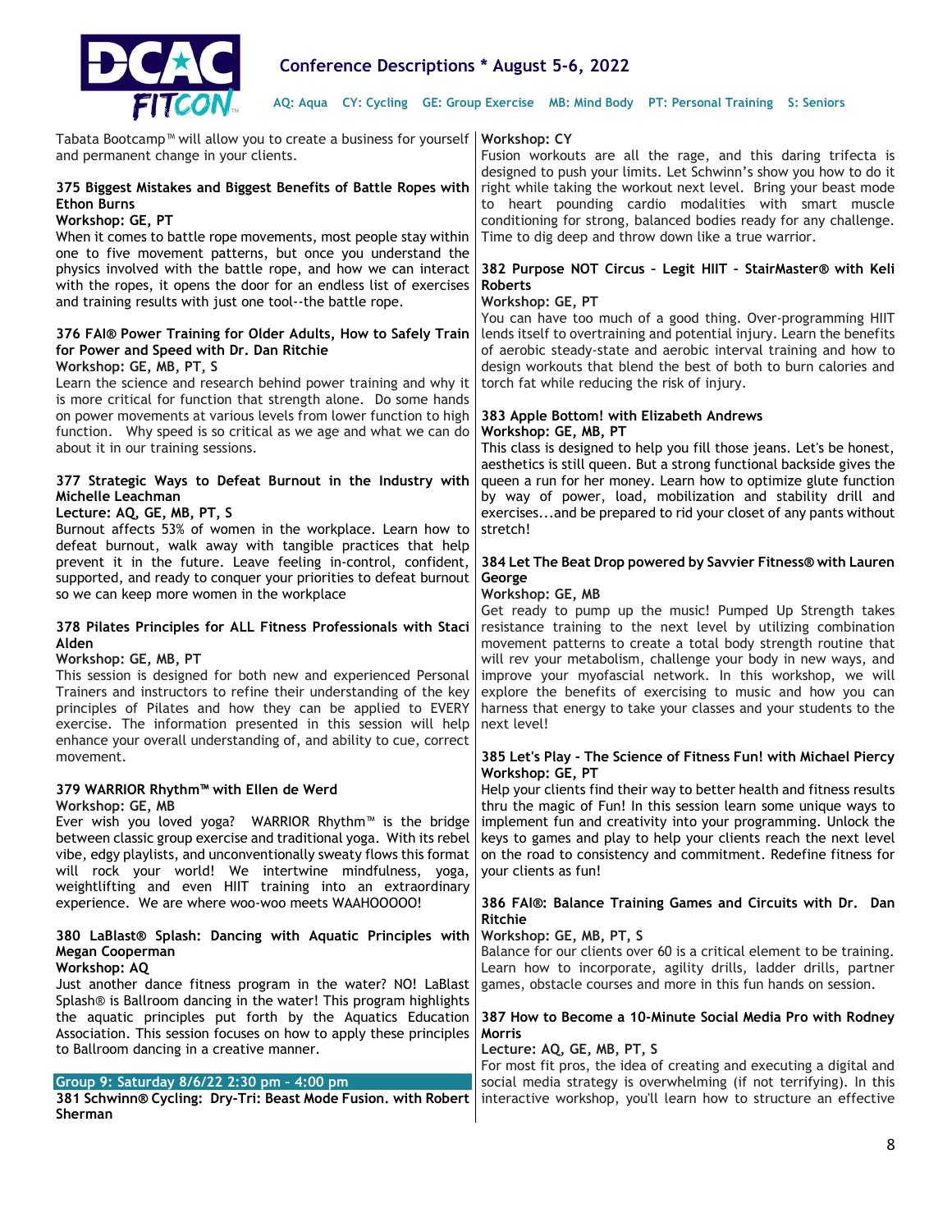Tabata Bootcamp™ will allow you to create a business for yourself and permanent change in your clients.

**375 Biggest Mistakes and Biggest Benefits of Battle Ropes with Ethon Burns**
**Workshop: GE, PT**
When it comes to battle rope movements, most people stay within one to five movement patterns, but once you understand the physics involved with the battle rope, and how we can interact with the ropes, it opens the door for an endless list of exercises and training results with just one tool--the battle rope.

**376 FAI® Power Training for Older Adults, How to Safely Train for Power and Speed with Dr. Dan Ritchie**
**Workshop: GE, MB, PT, S**
Learn the science and research behind power training and why it is more critical for function that strength alone. Do some hands on power movements at various levels from lower function to high function. Why speed is so critical as we age and what we can do about it in our training sessions.

**377 Strategic Ways to Defeat Burnout in the Industry with Michelle Leachman**
**Lecture: AQ, GE, MB, PT, S**
Burnout affects 53% of women in the workplace. Learn how to defeat burnout, walk away with tangible practices that help prevent it in the future. Leave feeling in-control, confident, supported, and ready to conquer your priorities to defeat burnout so we can keep more women in the workplace

**378 Pilates Principles for ALL Fitness Professionals with Staci Alden**
**Workshop: GE, MB, PT**
This session is designed for both new and experienced Personal Trainers and instructors to refine their understanding of the key principles of Pilates and how they can be applied to EVERY exercise. The information presented in this session will help enhance your overall understanding of, and ability to cue, correct movement.

**379 WARRIOR Rhythm™ with Ellen de Werd**
**Workshop: GE, MB**
Ever wish you loved yoga? WARRIOR Rhythm™ is the bridge between classic group exercise and traditional yoga. With its rebel vibe, edgy playlists, and unconventionally sweaty flows this format will rock your world! We intertwine mindfulness, yoga, weightlifting and even HIIT training into an extraordinary experience. We are where woo-woo meets WAAHOOOOO!

**380 LaBlast® Splash: Dancing with Aquatic Principles with Megan Cooperman**
**Workshop: AQ**
Just another dance fitness program in the water? NO! LaBlast Splash® is Ballroom dancing in the water! This program highlights the aquatic principles put forth by the Aquatics Education Association. This session focuses on how to apply these principles to Ballroom dancing in a creative manner.

## Group 9: Saturday 8/6/22 2:30 pm - 4:00 pm

**381 Schwinn® Cycling: Dry-Tri: Beast Mode Fusion. with Robert Sherman**
**Workshop: CY**
Fusion workouts are all the rage, and this daring trifecta is designed to push your limits. Let Schwinn's show you how to do it right while taking the workout next level. Bring your beast mode to heart pounding cardio modalities with smart muscle conditioning for strong, balanced bodies ready for any challenge. Time to dig deep and throw down like a true warrior.

**382 Purpose NOT Circus – Legit HIIT – StairMaster® with Keli Roberts**
**Workshop: GE, PT**
You can have too much of a good thing. Over-programming HIIT lends itself to overtraining and potential injury. Learn the benefits of aerobic steady-state and aerobic interval training and how to design workouts that blend the best of both to burn calories and torch fat while reducing the risk of injury.

**383 Apple Bottom! with Elizabeth Andrews**
**Workshop: GE, MB, PT**
This class is designed to help you fill those jeans. Let's be honest, aesthetics is still queen. But a strong functional backside gives the queen a run for her money. Learn how to optimize glute function by way of power, load, mobilization and stability drill and exercises...and be prepared to rid your closet of any pants without stretch!

**384 Let The Beat Drop powered by Savvier Fitness® with Lauren George**
**Workshop: GE, MB**
Get ready to pump up the music! Pumped Up Strength takes resistance training to the next level by utilizing combination movement patterns to create a total body strength routine that will rev your metabolism, challenge your body in new ways, and improve your myofascial network. In this workshop, we will explore the benefits of exercising to music and how you can harness that energy to take your classes and your students to the next level!

**385 Let's Play - The Science of Fitness Fun! with Michael Piercy**
**Workshop: GE, PT**
Help your clients find their way to better health and fitness results thru the magic of Fun! In this session learn some unique ways to implement fun and creativity into your programming. Unlock the keys to games and play to help your clients reach the next level on the road to consistency and commitment. Redefine fitness for your clients as fun!

**386 FAI®: Balance Training Games and Circuits with Dr. Dan Ritchie**
**Workshop: GE, MB, PT, S**
Balance for our clients over 60 is a critical element to be training. Learn how to incorporate, agility drills, ladder drills, partner games, obstacle courses and more in this fun hands on session.

**387 How to Become a 10-Minute Social Media Pro with Rodney Morris**
**Lecture: AQ, GE, MB, PT, S**
For most fit pros, the idea of creating and executing a digital and social media strategy is overwhelming (if not terrifying). In this interactive workshop, you'll learn how to structure an effective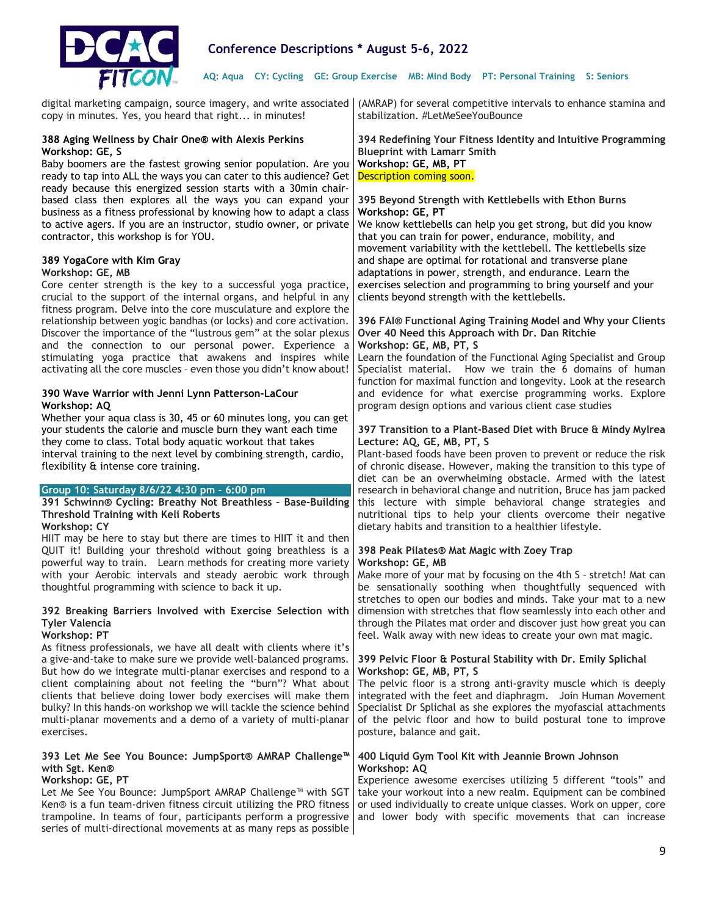digital marketing campaign, source imagery, and write associated copy in minutes. Yes, you heard that right... in minutes!

**388 Aging Wellness by Chair One® with Alexis Perkins**
**Workshop: GE, S**
Baby boomers are the fastest growing senior population. Are you ready to tap into ALL the ways you can cater to this audience? Get ready because this energized session starts with a 30min chair-based class then explores all the ways you can expand your business as a fitness professional by knowing how to adapt a class to active agers. If you are an instructor, studio owner, or private contractor, this workshop is for YOU.

**389 YogaCore with Kim Gray**
**Workshop: GE, MB**
Core center strength is the key to a successful yoga practice, crucial to the support of the internal organs, and helpful in any fitness program. Delve into the core musculature and explore the relationship between yogic bandhas (or locks) and core activation. Discover the importance of the "lustrous gem" at the solar plexus and the connection to our personal power. Experience a stimulating yoga practice that awakens and inspires while activating all the core muscles – even those you didn't know about!

**390 Wave Warrior with Jenni Lynn Patterson-LaCour**
**Workshop: AQ**
Whether your aqua class is 30, 45 or 60 minutes long, you can get your students the calorie and muscle burn they want each time they come to class. Total body aquatic workout that takes interval training to the next level by combining strength, cardio, flexibility & intense core training.

## Group 10: Saturday 8/6/22 4:30 pm - 6:00 pm

**391 Schwinn® Cycling: Breathy Not Breathless – Base-Building Threshold Training with Keli Roberts**
**Workshop: CY**
HIIT may be here to stay but there are times to HIIT it and then QUIT it! Building your threshold without going breathless is a powerful way to train. Learn methods for creating more variety with your Aerobic intervals and steady aerobic work through thoughtful programming with science to back it up.

**392 Breaking Barriers Involved with Exercise Selection with Tyler Valencia**
**Workshop: PT**
As fitness professionals, we have all dealt with clients where it's a give-and-take to make sure we provide well-balanced programs. But how do we integrate multi-planar exercises and respond to a client complaining about not feeling the "burn"? What about clients that believe doing lower body exercises will make them bulky? In this hands-on workshop we will tackle the science behind multi-planar movements and a demo of a variety of multi-planar exercises.

**393 Let Me See You Bounce: JumpSport® AMRAP Challenge™ with Sgt. Ken®**
**Workshop: GE, PT**
Let Me See You Bounce: JumpSport AMRAP Challenge™ with SGT Ken® is a fun team-driven fitness circuit utilizing the PRO fitness trampoline. In teams of four, participants perform a progressive series of multi-directional movements at as many reps as possible (AMRAP) for several competitive intervals to enhance stamina and stabilization. #LetMeSeeYouBounce

**394 Redefining Your Fitness Identity and Intuitive Programming Blueprint with Lamarr Smith**
**Workshop: GE, MB, PT**
Description coming soon.

**395 Beyond Strength with Kettlebells with Ethon Burns**
**Workshop: GE, PT**
We know kettlebells can help you get strong, but did you know that you can train for power, endurance, mobility, and movement variability with the kettlebell. The kettlebells size and shape are optimal for rotational and transverse plane adaptations in power, strength, and endurance. Learn the exercises selection and programming to bring yourself and your clients beyond strength with the kettlebells.

**396 FAI® Functional Aging Training Model and Why your Clients Over 40 Need this Approach with Dr. Dan Ritchie**
**Workshop: GE, MB, PT, S**
Learn the foundation of the Functional Aging Specialist and Group Specialist material. How we train the 6 domains of human function for maximal function and longevity. Look at the research and evidence for what exercise programming works. Explore program design options and various client case studies

**397 Transition to a Plant-Based Diet with Bruce & Mindy Mylrea**
**Lecture: AQ, GE, MB, PT, S**
Plant-based foods have been proven to prevent or reduce the risk of chronic disease. However, making the transition to this type of diet can be an overwhelming obstacle. Armed with the latest research in behavioral change and nutrition, Bruce has jam packed this lecture with simple behavioral change strategies and nutritional tips to help your clients overcome their negative dietary habits and transition to a healthier lifestyle.

**398 Peak Pilates® Mat Magic with Zoey Trap**
**Workshop: GE, MB**
Make more of your mat by focusing on the 4th S – stretch! Mat can be sensationally soothing when thoughtfully sequenced with stretches to open our bodies and minds. Take your mat to a new dimension with stretches that flow seamlessly into each other and through the Pilates mat order and discover just how great you can feel. Walk away with new ideas to create your own mat magic.

**399 Pelvic Floor & Postural Stability with Dr. Emily Splichal**
**Workshop: GE, MB, PT, S**
The pelvic floor is a strong anti-gravity muscle which is deeply integrated with the feet and diaphragm. Join Human Movement Specialist Dr Splichal as she explores the myofascial attachments of the pelvic floor and how to build postural tone to improve posture, balance and gait.

**400 Liquid Gym Tool Kit with Jeannie Brown Johnson**
**Workshop: AQ**
Experience awesome exercises utilizing 5 different "tools" and take your workout into a new realm. Equipment can be combined or used individually to create unique classes. Work on upper, core and lower body with specific movements that can increase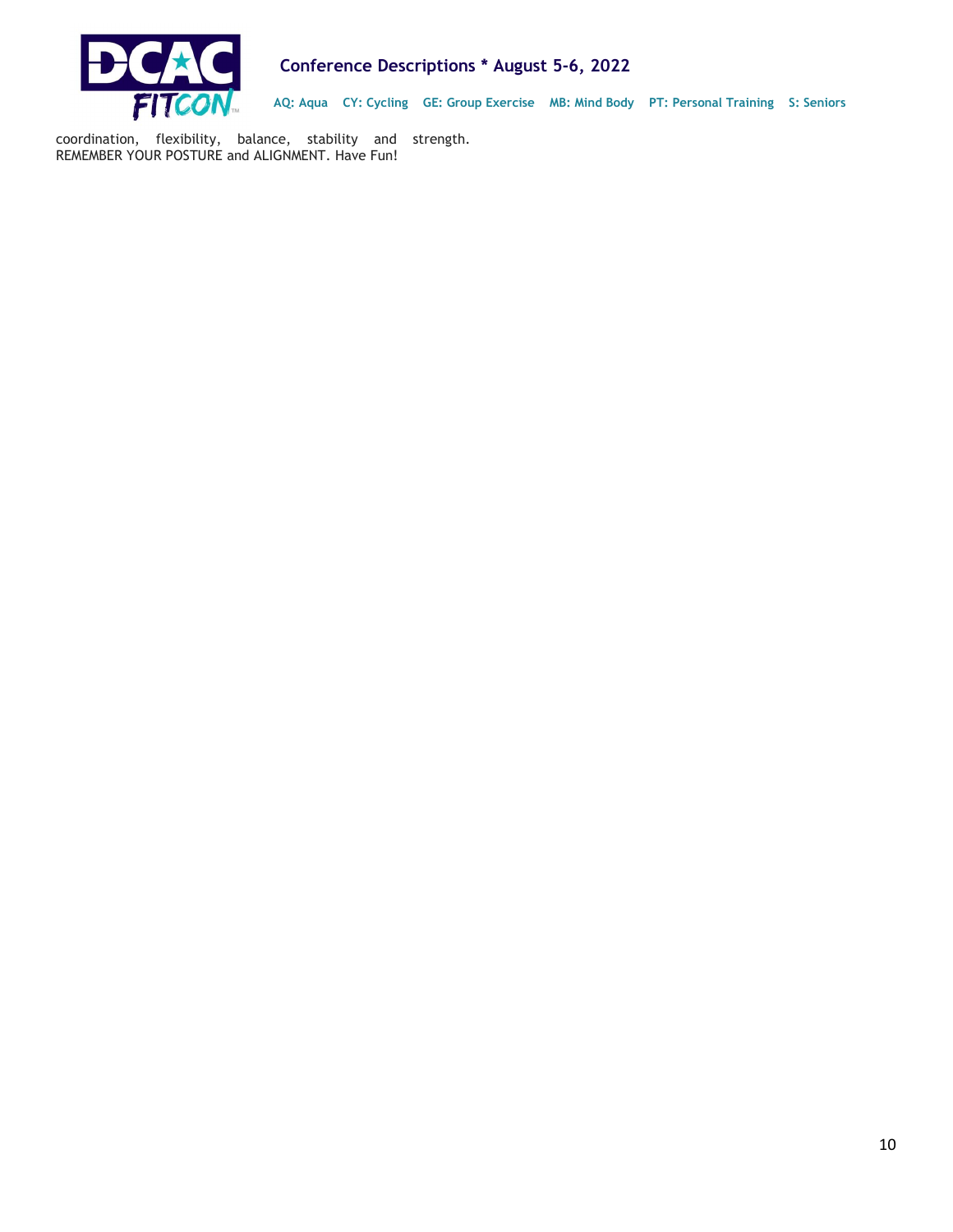coordination, flexibility, balance, stability and strength. REMEMBER YOUR POSTURE and ALIGNMENT. Have Fun!